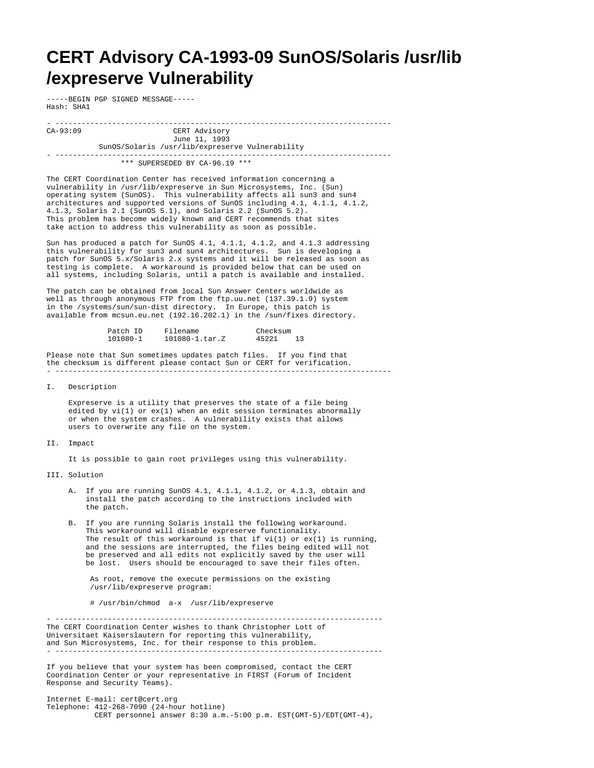# CERT Advisory CA-1993-09 SunOS/Solaris /usr/lib/expreserve Vulnerability

```
-----BEGIN PGP SIGNED MESSAGE-----
Hash: SHA1

- ---------------------------------------------------------------------------
CA-93:09                     CERT Advisory
                              June 11, 1993
           SunOS/Solaris /usr/lib/expreserve Vulnerability
- ---------------------------------------------------------------------------
                 *** SUPERSEDED BY CA-96.19 ***

The CERT Coordination Center has received information concerning a
vulnerability in /usr/lib/expreserve in Sun Microsystems, Inc. (Sun)
operating system (SunOS).  This vulnerability affects all sun3 and sun4
architectures and supported versions of SunOS including 4.1, 4.1.1, 4.1.2,
4.1.3, Solaris 2.1 (SunOS 5.1), and Solaris 2.2 (SunOS 5.2).
This problem has become widely known and CERT recommends that sites
take action to address this vulnerability as soon as possible.

Sun has produced a patch for SunOS 4.1, 4.1.1, 4.1.2, and 4.1.3 addressing
this vulnerability for sun3 and sun4 architectures.  Sun is developing a
patch for SunOS 5.x/Solaris 2.x systems and it will be released as soon as
testing is complete.  A workaround is provided below that can be used on
all systems, including Solaris, until a patch is available and installed.

The patch can be obtained from local Sun Answer Centers worldwide as
well as through anonymous FTP from the ftp.uu.net (137.39.1.9) system
in the /systems/sun/sun-dist directory.  In Europe, this patch is
available from mcsun.eu.net (192.16.202.1) in the /sun/fixes directory.

              Patch ID     Filename            Checksum
              101080-1     101080-1.tar.Z      45221    13

Please note that Sun sometimes updates patch files.  If you find that
the checksum is different please contact Sun or CERT for verification.
- ---------------------------------------------------------------------------

I.   Description

     Expreserve is a utility that preserves the state of a file being
     edited by vi(1) or ex(1) when an edit session terminates abnormally
     or when the system crashes.  A vulnerability exists that allows
     users to overwrite any file on the system.

II.  Impact

     It is possible to gain root privileges using this vulnerability.

III. Solution

     A.  If you are running SunOS 4.1, 4.1.1, 4.1.2, or 4.1.3, obtain and
         install the patch according to the instructions included with
         the patch.

     B.  If you are running Solaris install the following workaround.
         This workaround will disable expreserve functionality.
         The result of this workaround is that if vi(1) or ex(1) is running,
         and the sessions are interrupted, the files being edited will not
         be preserved and all edits not explicitly saved by the user will
         be lost.  Users should be encouraged to save their files often.

          As root, remove the execute permissions on the existing
          /usr/lib/expreserve program:

          # /usr/bin/chmod  a-x  /usr/lib/expreserve

- ---------------------------------------------------------------------------
The CERT Coordination Center wishes to thank Christopher Lott of
Universitaet Kaiserslautern for reporting this vulnerability,
and Sun Microsystems, Inc. for their response to this problem.
- ---------------------------------------------------------------------------

If you believe that your system has been compromised, contact the CERT
Coordination Center or your representative in FIRST (Forum of Incident
Response and Security Teams).

Internet E-mail: cert@cert.org
Telephone: 412-268-7090 (24-hour hotline)
           CERT personnel answer 8:30 a.m.-5:00 p.m. EST(GMT-5)/EDT(GMT-4),
```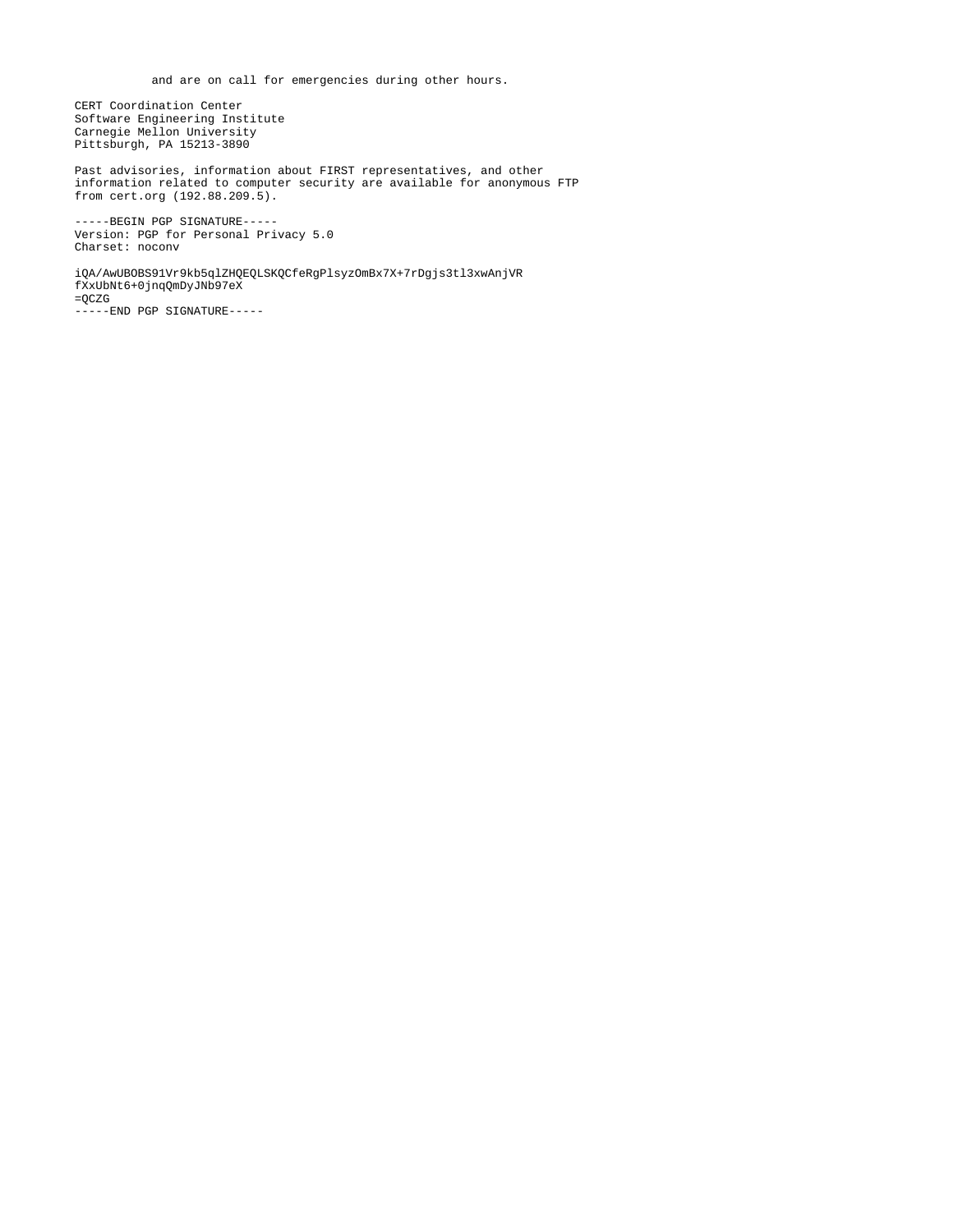and are on call for emergencies during other hours.

CERT Coordination Center
Software Engineering Institute
Carnegie Mellon University
Pittsburgh, PA 15213-3890

Past advisories, information about FIRST representatives, and other information related to computer security are available for anonymous FTP from cert.org (192.88.209.5).

```
-----BEGIN PGP SIGNATURE-----
Version: PGP for Personal Privacy 5.0
Charset: noconv

iQA/AwUBOBS91Vr9kb5qlZHQEQLSKQCfeRgPlsyzOmBx7X+7rDgjs3tl3xwAnjVR
fXxUbNt6+0jnqQmDyJNb97eX
=QCZG
-----END PGP SIGNATURE-----
```